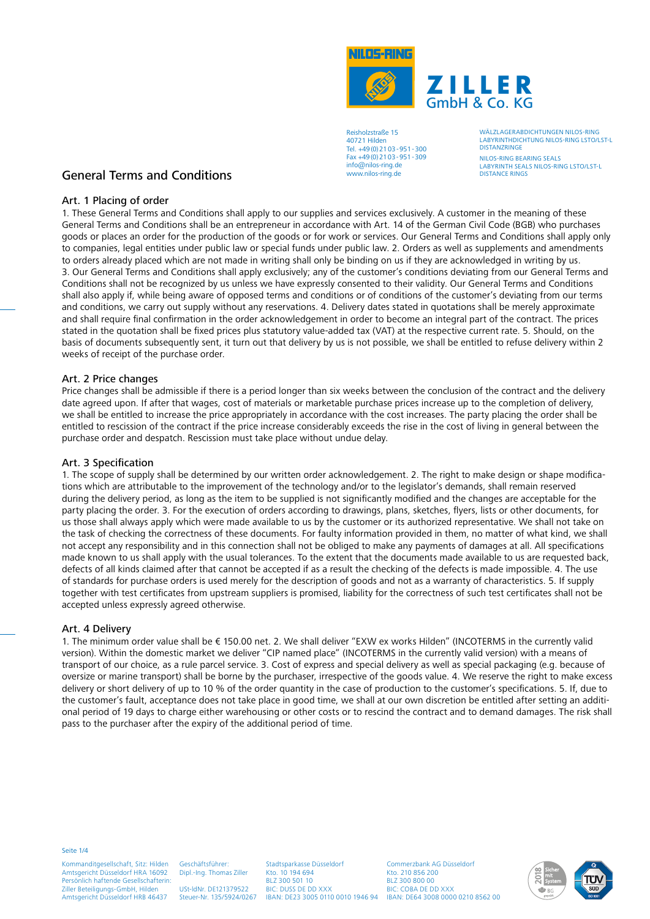Reisholzstraße 15
40721 Hilden
Tel. +49 (0) 21 03 - 951 - 300
Fax +49 (0) 21 03 - 951 - 309
info@nilos-ring.de
www.nilos-ring.de

WÄLZLAGERABDICHTUNGEN NILOS-RING
LABYRINTHDICHTUNG NILOS-RING LSTO/LST-L
DISTANZRINGE

NILOS-RING BEARING SEALS
LABYRINTH SEALS NILOS-RING LSTO/LST-L
DISTANCE RINGS

# General Terms and Conditions

## Art. 1 Placing of order

1. These General Terms and Conditions shall apply to our supplies and services exclusively. A customer in the meaning of these General Terms and Conditions shall be an entrepreneur in accordance with Art. 14 of the German Civil Code (BGB) who purchases goods or places an order for the production of the goods or for work or services. Our General Terms and Conditions shall apply only to companies, legal entities under public law or special funds under public law. 2. Orders as well as supplements and amendments to orders already placed which are not made in writing shall only be binding on us if they are acknowledged in writing by us. 3. Our General Terms and Conditions shall apply exclusively; any of the customer's conditions deviating from our General Terms and Conditions shall not be recognized by us unless we have expressly consented to their validity. Our General Terms and Conditions shall also apply if, while being aware of opposed terms and conditions or of conditions of the customer's deviating from our terms and conditions, we carry out supply without any reservations. 4. Delivery dates stated in quotations shall be merely approximate and shall require final confirmation in the order acknowledgement in order to become an integral part of the contract. The prices stated in the quotation shall be fixed prices plus statutory value-added tax (VAT) at the respective current rate. 5. Should, on the basis of documents subsequently sent, it turn out that delivery by us is not possible, we shall be entitled to refuse delivery within 2 weeks of receipt of the purchase order.

## Art. 2 Price changes

Price changes shall be admissible if there is a period longer than six weeks between the conclusion of the contract and the delivery date agreed upon. If after that wages, cost of materials or marketable purchase prices increase up to the completion of delivery, we shall be entitled to increase the price appropriately in accordance with the cost increases. The party placing the order shall be entitled to rescission of the contract if the price increase considerably exceeds the rise in the cost of living in general between the purchase order and despatch. Rescission must take place without undue delay.

## Art. 3 Specification

1. The scope of supply shall be determined by our written order acknowledgement. 2. The right to make design or shape modifications which are attributable to the improvement of the technology and/or to the legislator's demands, shall remain reserved during the delivery period, as long as the item to be supplied is not significantly modified and the changes are acceptable for the party placing the order. 3. For the execution of orders according to drawings, plans, sketches, flyers, lists or other documents, for us those shall always apply which were made available to us by the customer or its authorized representative. We shall not take on the task of checking the correctness of these documents. For faulty information provided in them, no matter of what kind, we shall not accept any responsibility and in this connection shall not be obliged to make any payments of damages at all. All specifications made known to us shall apply with the usual tolerances. To the extent that the documents made available to us are requested back, defects of all kinds claimed after that cannot be accepted if as a result the checking of the defects is made impossible. 4. The use of standards for purchase orders is used merely for the description of goods and not as a warranty of characteristics. 5. If supply together with test certificates from upstream suppliers is promised, liability for the correctness of such test certificates shall not be accepted unless expressly agreed otherwise.

## Art. 4 Delivery

1. The minimum order value shall be € 150.00 net. 2. We shall deliver "EXW ex works Hilden" (INCOTERMS in the currently valid version). Within the domestic market we deliver "CIP named place" (INCOTERMS in the currently valid version) with a means of transport of our choice, as a rule parcel service. 3. Cost of express and special delivery as well as special packaging (e.g. because of oversize or marine transport) shall be borne by the purchaser, irrespective of the goods value. 4. We reserve the right to make excess delivery or short delivery of up to 10 % of the order quantity in the case of production to the customer's specifications. 5. If, due to the customer's fault, acceptance does not take place in good time, we shall at our own discretion be entitled after setting an additional period of 19 days to charge either warehousing or other costs or to rescind the contract and to demand damages. The risk shall pass to the purchaser after the expiry of the additional period of time.

Kommanditgesellschaft, Sitz: Hilden
Amtsgericht Düsseldorf HRA 16092
Persönlich haftende Gesellschafterin:
Ziller Beteiligungs-GmbH, Hilden
Amtsgericht Düsseldorf HRB 46437

Geschäftsführer:
Dipl.-Ing. Thomas Ziller

USt-IdNr. DE121379522
Steuer-Nr. 135/5924/0267

Stadtsparkasse Düsseldorf
Kto. 10 194 694
BLZ 300 501 10
BIC: DUSS DE DD XXX
IBAN: DE23 3005 0110 0010 1946 94

Commerzbank AG Düsseldorf
Kto. 210 856 200
BLZ 300 800 00
BIC: COBA DE DD XXX
IBAN: DE64 3008 0000 0210 8562 00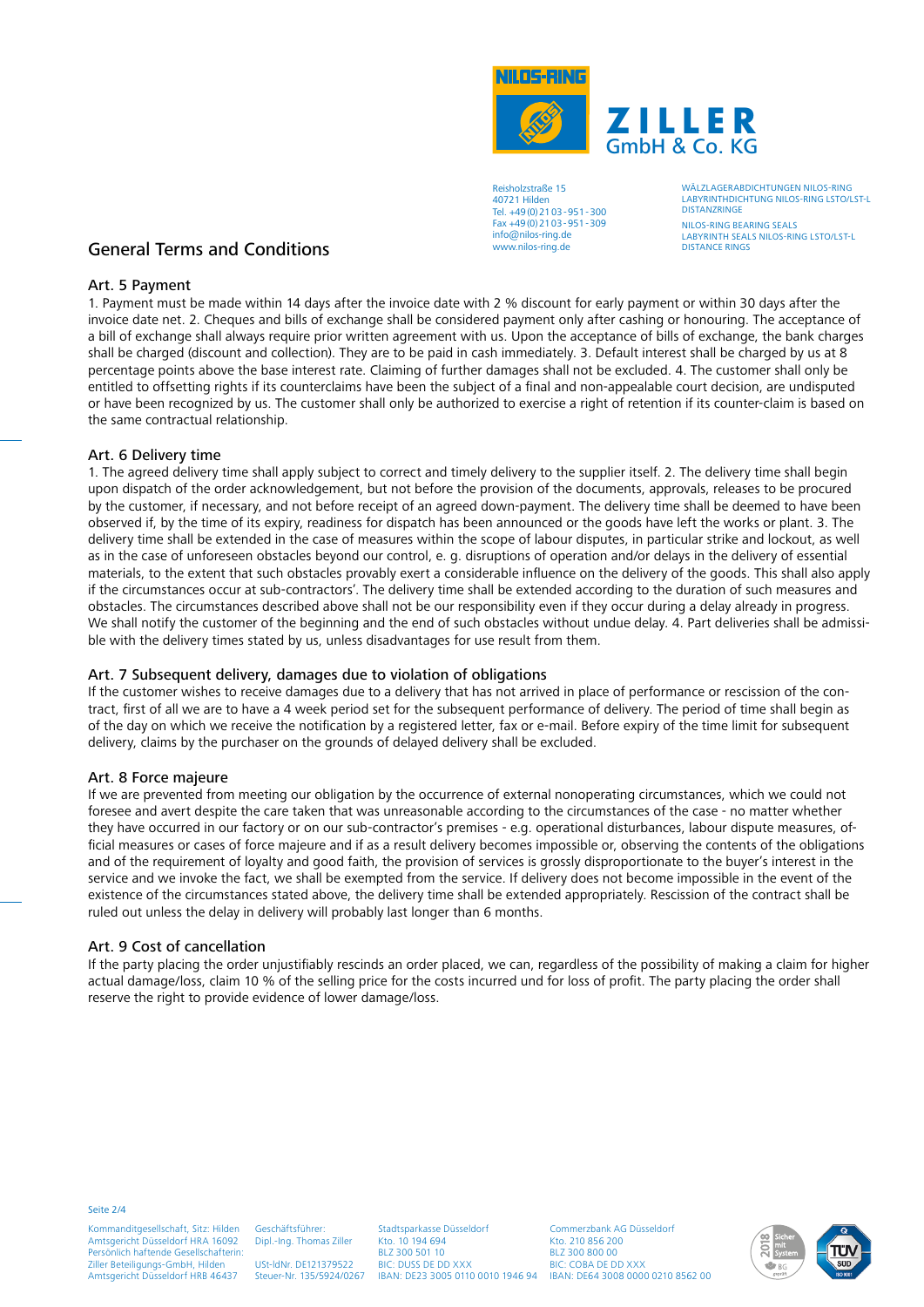## General Terms and Conditions

### Art. 5 Payment

1. Payment must be made within 14 days after the invoice date with 2 % discount for early payment or within 30 days after the invoice date net. 2. Cheques and bills of exchange shall be considered payment only after cashing or honouring. The acceptance of a bill of exchange shall always require prior written agreement with us. Upon the acceptance of bills of exchange, the bank charges shall be charged (discount and collection). They are to be paid in cash immediately. 3. Default interest shall be charged by us at 8 percentage points above the base interest rate. Claiming of further damages shall not be excluded. 4. The customer shall only be entitled to offsetting rights if its counterclaims have been the subject of a final and non-appealable court decision, are undisputed or have been recognized by us. The customer shall only be authorized to exercise a right of retention if its counter-claim is based on the same contractual relationship.

### Art. 6 Delivery time

1. The agreed delivery time shall apply subject to correct and timely delivery to the supplier itself. 2. The delivery time shall begin upon dispatch of the order acknowledgement, but not before the provision of the documents, approvals, releases to be procured by the customer, if necessary, and not before receipt of an agreed down-payment. The delivery time shall be deemed to have been observed if, by the time of its expiry, readiness for dispatch has been announced or the goods have left the works or plant. 3. The delivery time shall be extended in the case of measures within the scope of labour disputes, in particular strike and lockout, as well as in the case of unforeseen obstacles beyond our control, e. g. disruptions of operation and/or delays in the delivery of essential materials, to the extent that such obstacles provably exert a considerable influence on the delivery of the goods. This shall also apply if the circumstances occur at sub-contractors'. The delivery time shall be extended according to the duration of such measures and obstacles. The circumstances described above shall not be our responsibility even if they occur during a delay already in progress. We shall notify the customer of the beginning and the end of such obstacles without undue delay. 4. Part deliveries shall be admissible with the delivery times stated by us, unless disadvantages for use result from them.

### Art. 7 Subsequent delivery, damages due to violation of obligations

If the customer wishes to receive damages due to a delivery that has not arrived in place of performance or rescission of the contract, first of all we are to have a 4 week period set for the subsequent performance of delivery. The period of time shall begin as of the day on which we receive the notification by a registered letter, fax or e-mail. Before expiry of the time limit for subsequent delivery, claims by the purchaser on the grounds of delayed delivery shall be excluded.

### Art. 8 Force majeure

If we are prevented from meeting our obligation by the occurrence of external nonoperating circumstances, which we could not foresee and avert despite the care taken that was unreasonable according to the circumstances of the case - no matter whether they have occurred in our factory or on our sub-contractor's premises - e.g. operational disturbances, labour dispute measures, official measures or cases of force majeure and if as a result delivery becomes impossible or, observing the contents of the obligations and of the requirement of loyalty and good faith, the provision of services is grossly disproportionate to the buyer's interest in the service and we invoke the fact, we shall be exempted from the service. If delivery does not become impossible in the event of the existence of the circumstances stated above, the delivery time shall be extended appropriately. Rescission of the contract shall be ruled out unless the delay in delivery will probably last longer than 6 months.

### Art. 9 Cost of cancellation

If the party placing the order unjustifiably rescinds an order placed, we can, regardless of the possibility of making a claim for higher actual damage/loss, claim 10 % of the selling price for the costs incurred und for loss of profit. The party placing the order shall reserve the right to provide evidence of lower damage/loss.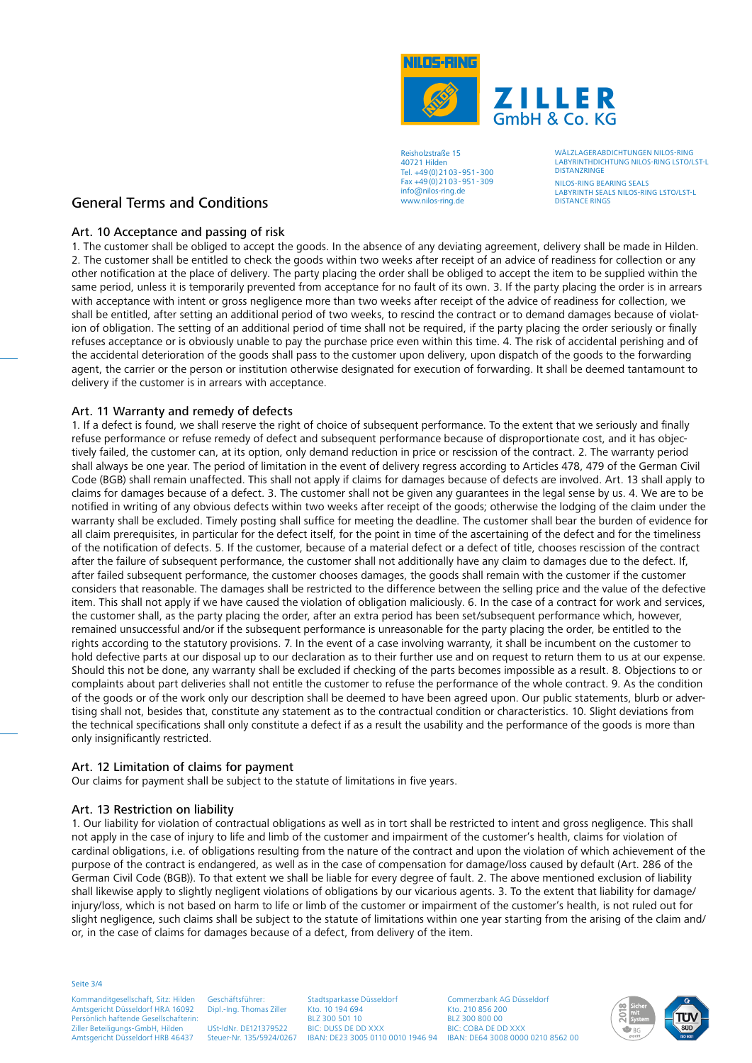NILOS-RING

ZILLER GmbH & Co. KG

Reisholzstraße 15
40721 Hilden
Tel. +49 (0) 21 03 - 951 - 300
Fax +49 (0) 21 03 - 951 - 309
info@nilos-ring.de
www.nilos-ring.de

WÄLZLAGERABDICHTUNGEN NILOS-RING
LABYRINTHDICHTUNG NILOS-RING LSTO/LST-L
DISTANZRINGE

NILOS-RING BEARING SEALS
LABYRINTH SEALS NILOS-RING LSTO/LST-L
DISTANCE RINGS

# General Terms and Conditions

## Art. 10 Acceptance and passing of risk

1. The customer shall be obliged to accept the goods. In the absence of any deviating agreement, delivery shall be made in Hilden. 2. The customer shall be entitled to check the goods within two weeks after receipt of an advice of readiness for collection or any other notification at the place of delivery. The party placing the order shall be obliged to accept the item to be supplied within the same period, unless it is temporarily prevented from acceptance for no fault of its own. 3. If the party placing the order is in arrears with acceptance with intent or gross negligence more than two weeks after receipt of the advice of readiness for collection, we shall be entitled, after setting an additional period of two weeks, to rescind the contract or to demand damages because of violation of obligation. The setting of an additional period of time shall not be required, if the party placing the order seriously or finally refuses acceptance or is obviously unable to pay the purchase price even within this time. 4. The risk of accidental perishing and of the accidental deterioration of the goods shall pass to the customer upon delivery, upon dispatch of the goods to the forwarding agent, the carrier or the person or institution otherwise designated for execution of forwarding. It shall be deemed tantamount to delivery if the customer is in arrears with acceptance.

## Art. 11 Warranty and remedy of defects

1. If a defect is found, we shall reserve the right of choice of subsequent performance. To the extent that we seriously and finally refuse performance or refuse remedy of defect and subsequent performance because of disproportionate cost, and it has objectively failed, the customer can, at its option, only demand reduction in price or rescission of the contract. 2. The warranty period shall always be one year. The period of limitation in the event of delivery regress according to Articles 478, 479 of the German Civil Code (BGB) shall remain unaffected. This shall not apply if claims for damages because of defects are involved. Art. 13 shall apply to claims for damages because of a defect. 3. The customer shall not be given any guarantees in the legal sense by us. 4. We are to be notified in writing of any obvious defects within two weeks after receipt of the goods; otherwise the lodging of the claim under the warranty shall be excluded. Timely posting shall suffice for meeting the deadline. The customer shall bear the burden of evidence for all claim prerequisites, in particular for the defect itself, for the point in time of the ascertaining of the defect and for the timeliness of the notification of defects. 5. If the customer, because of a material defect or a defect of title, chooses rescission of the contract after the failure of subsequent performance, the customer shall not additionally have any claim to damages due to the defect. If, after failed subsequent performance, the customer chooses damages, the goods shall remain with the customer if the customer considers that reasonable. The damages shall be restricted to the difference between the selling price and the value of the defective item. This shall not apply if we have caused the violation of obligation maliciously. 6. In the case of a contract for work and services, the customer shall, as the party placing the order, after an extra period has been set/subsequent performance which, however, remained unsuccessful and/or if the subsequent performance is unreasonable for the party placing the order, be entitled to the rights according to the statutory provisions. 7. In the event of a case involving warranty, it shall be incumbent on the customer to hold defective parts at our disposal up to our declaration as to their further use and on request to return them to us at our expense. Should this not be done, any warranty shall be excluded if checking of the parts becomes impossible as a result. 8. Objections to or complaints about part deliveries shall not entitle the customer to refuse the performance of the whole contract. 9. As the condition of the goods or of the work only our description shall be deemed to have been agreed upon. Our public statements, blurb or advertising shall not, besides that, constitute any statement as to the contractual condition or characteristics. 10. Slight deviations from the technical specifications shall only constitute a defect if as a result the usability and the performance of the goods is more than only insignificantly restricted.

## Art. 12 Limitation of claims for payment

Our claims for payment shall be subject to the statute of limitations in five years.

## Art. 13 Restriction on liability

1. Our liability for violation of contractual obligations as well as in tort shall be restricted to intent and gross negligence. This shall not apply in the case of injury to life and limb of the customer and impairment of the customer's health, claims for violation of cardinal obligations, i.e. of obligations resulting from the nature of the contract and upon the violation of which achievement of the purpose of the contract is endangered, as well as in the case of compensation for damage/loss caused by default (Art. 286 of the German Civil Code (BGB)). To that extent we shall be liable for every degree of fault. 2. The above mentioned exclusion of liability shall likewise apply to slightly negligent violations of obligations by our vicarious agents. 3. To the extent that liability for damage/injury/loss, which is not based on harm to life or limb of the customer or impairment of the customer's health, is not ruled out for slight negligence, such claims shall be subject to the statute of limitations within one year starting from the arising of the claim and/or, in the case of claims for damages because of a defect, from delivery of the item.

Kommanditgesellschaft, Sitz: Hilden
Amtsgericht Düsseldorf HRA 16092
Persönlich haftende Gesellschafterin:
Ziller Beteiligungs-GmbH, Hilden
Amtsgericht Düsseldorf HRB 46437

Geschäftsführer:
Dipl.-Ing. Thomas Ziller

USt-IdNr. DE121379522
Steuer-Nr. 135/5924/0267

Stadtsparkasse Düsseldorf
Kto. 10 194 694
BLZ 300 501 10
BIC: DUSS DE DD XXX
IBAN: DE23 3005 0110 0010 1946 94

Commerzbank AG Düsseldorf
Kto. 210 856 200
BLZ 300 800 00
BIC: COBA DE DD XXX
IBAN: DE64 3008 0000 0210 8562 00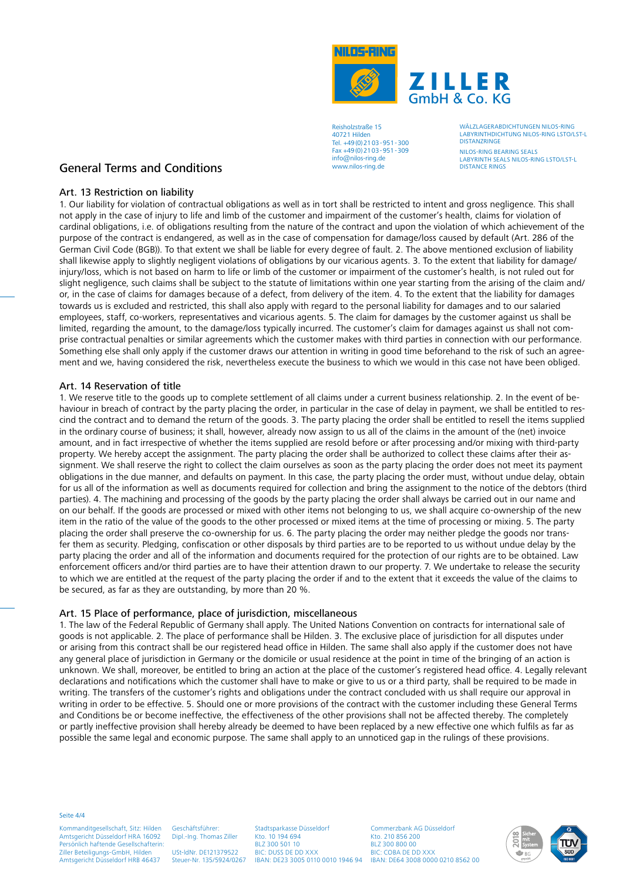# General Terms and Conditions

## Art. 13 Restriction on liability

1. Our liability for violation of contractual obligations as well as in tort shall be restricted to intent and gross negligence. This shall not apply in the case of injury to life and limb of the customer and impairment of the customer's health, claims for violation of cardinal obligations, i.e. of obligations resulting from the nature of the contract and upon the violation of which achievement of the purpose of the contract is endangered, as well as in the case of compensation for damage/loss caused by default (Art. 286 of the German Civil Code (BGB)). To that extent we shall be liable for every degree of fault. 2. The above mentioned exclusion of liability shall likewise apply to slightly negligent violations of obligations by our vicarious agents. 3. To the extent that liability for damage/injury/loss, which is not based on harm to life or limb of the customer or impairment of the customer's health, is not ruled out for slight negligence, such claims shall be subject to the statute of limitations within one year starting from the arising of the claim and/or, in the case of claims for damages because of a defect, from delivery of the item. 4. To the extent that the liability for damages towards us is excluded and restricted, this shall also apply with regard to the personal liability for damages and to our salaried employees, staff, co-workers, representatives and vicarious agents. 5. The claim for damages by the customer against us shall be limited, regarding the amount, to the damage/loss typically incurred. The customer's claim for damages against us shall not comprise contractual penalties or similar agreements which the customer makes with third parties in connection with our performance. Something else shall only apply if the customer draws our attention in writing in good time beforehand to the risk of such an agreement and we, having considered the risk, nevertheless execute the business to which we would in this case not have been obliged.

## Art. 14 Reservation of title

1. We reserve title to the goods up to complete settlement of all claims under a current business relationship. 2. In the event of behaviour in breach of contract by the party placing the order, in particular in the case of delay in payment, we shall be entitled to rescind the contract and to demand the return of the goods. 3. The party placing the order shall be entitled to resell the items supplied in the ordinary course of business; it shall, however, already now assign to us all of the claims in the amount of the (net) invoice amount, and in fact irrespective of whether the items supplied are resold before or after processing and/or mixing with third-party property. We hereby accept the assignment. The party placing the order shall be authorized to collect these claims after their assignment. We shall reserve the right to collect the claim ourselves as soon as the party placing the order does not meet its payment obligations in the due manner, and defaults on payment. In this case, the party placing the order must, without undue delay, obtain for us all of the information as well as documents required for collection and bring the assignment to the notice of the debtors (third parties). 4. The machining and processing of the goods by the party placing the order shall always be carried out in our name and on our behalf. If the goods are processed or mixed with other items not belonging to us, we shall acquire co-ownership of the new item in the ratio of the value of the goods to the other processed or mixed items at the time of processing or mixing. 5. The party placing the order shall preserve the co-ownership for us. 6. The party placing the order may neither pledge the goods nor transfer them as security. Pledging, confiscation or other disposals by third parties are to be reported to us without undue delay by the party placing the order and all of the information and documents required for the protection of our rights are to be obtained. Law enforcement officers and/or third parties are to have their attention drawn to our property. 7. We undertake to release the security to which we are entitled at the request of the party placing the order if and to the extent that it exceeds the value of the claims to be secured, as far as they are outstanding, by more than 20 %.

## Art. 15 Place of performance, place of jurisdiction, miscellaneous

1. The law of the Federal Republic of Germany shall apply. The United Nations Convention on contracts for international sale of goods is not applicable. 2. The place of performance shall be Hilden. 3. The exclusive place of jurisdiction for all disputes under or arising from this contract shall be our registered head office in Hilden. The same shall also apply if the customer does not have any general place of jurisdiction in Germany or the domicile or usual residence at the point in time of the bringing of an action is unknown. We shall, moreover, be entitled to bring an action at the place of the customer's registered head office. 4. Legally relevant declarations and notifications which the customer shall have to make or give to us or a third party, shall be required to be made in writing. The transfers of the customer's rights and obligations under the contract concluded with us shall require our approval in writing in order to be effective. 5. Should one or more provisions of the contract with the customer including these General Terms and Conditions be or become ineffective, the effectiveness of the other provisions shall not be affected thereby. The completely or partly ineffective provision shall hereby already be deemed to have been replaced by a new effective one which fulfils as far as possible the same legal and economic purpose. The same shall apply to an unnoticed gap in the rulings of these provisions.